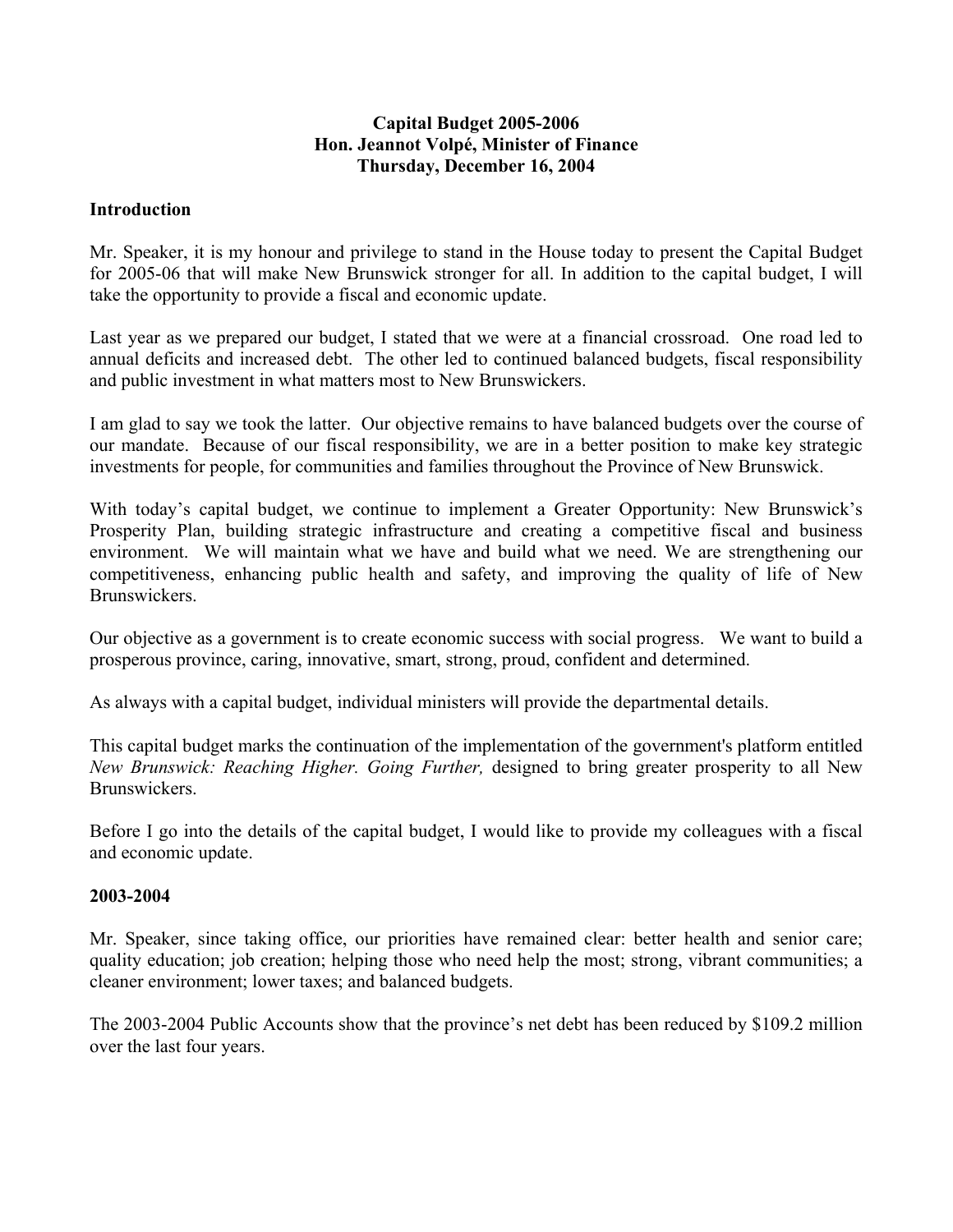# Capital Budget 2005-2006
## Hon. Jeannot Volpé, Minister of Finance
## Thursday, December 16, 2004

**Introduction**

Mr. Speaker, it is my honour and privilege to stand in the House today to present the Capital Budget for 2005-06 that will make New Brunswick stronger for all. In addition to the capital budget, I will take the opportunity to provide a fiscal and economic update.

Last year as we prepared our budget, I stated that we were at a financial crossroad. One road led to annual deficits and increased debt. The other led to continued balanced budgets, fiscal responsibility and public investment in what matters most to New Brunswickers.

I am glad to say we took the latter. Our objective remains to have balanced budgets over the course of our mandate. Because of our fiscal responsibility, we are in a better position to make key strategic investments for people, for communities and families throughout the Province of New Brunswick.

With today's capital budget, we continue to implement a Greater Opportunity: New Brunswick's Prosperity Plan, building strategic infrastructure and creating a competitive fiscal and business environment. We will maintain what we have and build what we need. We are strengthening our competitiveness, enhancing public health and safety, and improving the quality of life of New Brunswickers.

Our objective as a government is to create economic success with social progress. We want to build a prosperous province, caring, innovative, smart, strong, proud, confident and determined.

As always with a capital budget, individual ministers will provide the departmental details.

This capital budget marks the continuation of the implementation of the government's platform entitled *New Brunswick: Reaching Higher. Going Further,* designed to bring greater prosperity to all New Brunswickers.

Before I go into the details of the capital budget, I would like to provide my colleagues with a fiscal and economic update.

**2003-2004**

Mr. Speaker, since taking office, our priorities have remained clear: better health and senior care; quality education; job creation; helping those who need help the most; strong, vibrant communities; a cleaner environment; lower taxes; and balanced budgets.

The 2003-2004 Public Accounts show that the province's net debt has been reduced by $109.2 million over the last four years.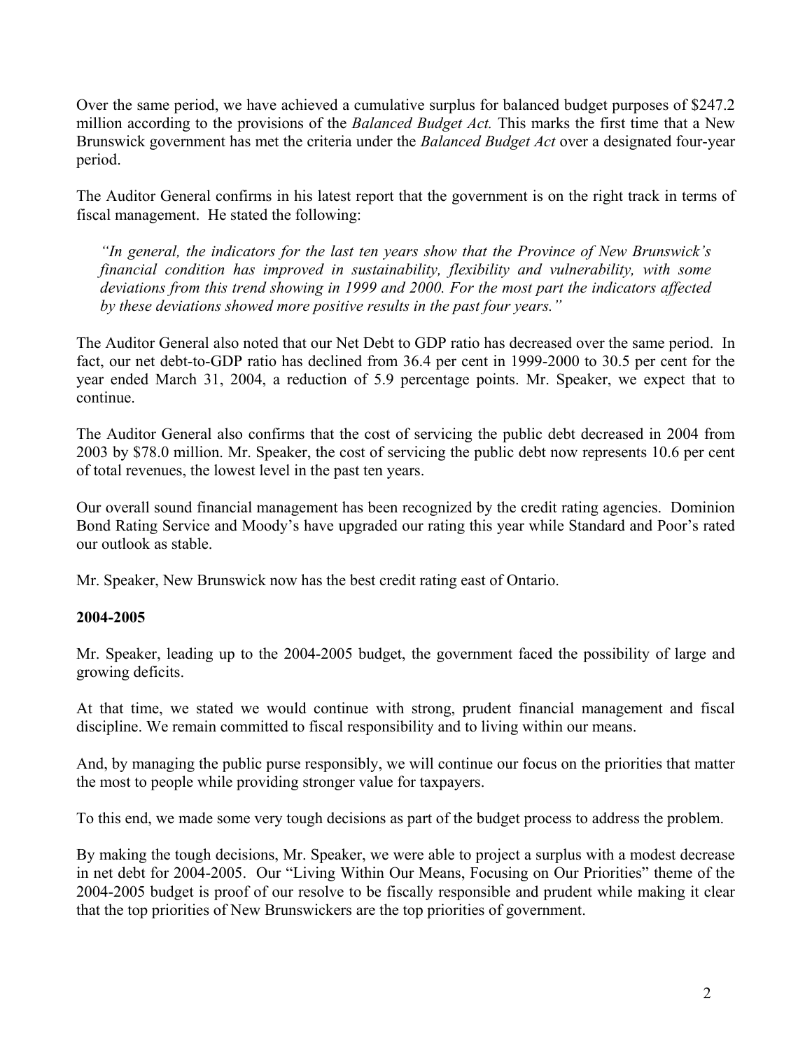Over the same period, we have achieved a cumulative surplus for balanced budget purposes of $247.2 million according to the provisions of the *Balanced Budget Act.* This marks the first time that a New Brunswick government has met the criteria under the *Balanced Budget Act* over a designated four-year period.

The Auditor General confirms in his latest report that the government is on the right track in terms of fiscal management. He stated the following:

> *"In general, the indicators for the last ten years show that the Province of New Brunswick's financial condition has improved in sustainability, flexibility and vulnerability, with some deviations from this trend showing in 1999 and 2000. For the most part the indicators affected by these deviations showed more positive results in the past four years."*

The Auditor General also noted that our Net Debt to GDP ratio has decreased over the same period. In fact, our net debt-to-GDP ratio has declined from 36.4 per cent in 1999-2000 to 30.5 per cent for the year ended March 31, 2004, a reduction of 5.9 percentage points. Mr. Speaker, we expect that to continue.

The Auditor General also confirms that the cost of servicing the public debt decreased in 2004 from 2003 by $78.0 million. Mr. Speaker, the cost of servicing the public debt now represents 10.6 per cent of total revenues, the lowest level in the past ten years.

Our overall sound financial management has been recognized by the credit rating agencies. Dominion Bond Rating Service and Moody's have upgraded our rating this year while Standard and Poor's rated our outlook as stable.

Mr. Speaker, New Brunswick now has the best credit rating east of Ontario.

**2004-2005**

Mr. Speaker, leading up to the 2004-2005 budget, the government faced the possibility of large and growing deficits.

At that time, we stated we would continue with strong, prudent financial management and fiscal discipline. We remain committed to fiscal responsibility and to living within our means.

And, by managing the public purse responsibly, we will continue our focus on the priorities that matter the most to people while providing stronger value for taxpayers.

To this end, we made some very tough decisions as part of the budget process to address the problem.

By making the tough decisions, Mr. Speaker, we were able to project a surplus with a modest decrease in net debt for 2004-2005. Our "Living Within Our Means, Focusing on Our Priorities" theme of the 2004-2005 budget is proof of our resolve to be fiscally responsible and prudent while making it clear that the top priorities of New Brunswickers are the top priorities of government.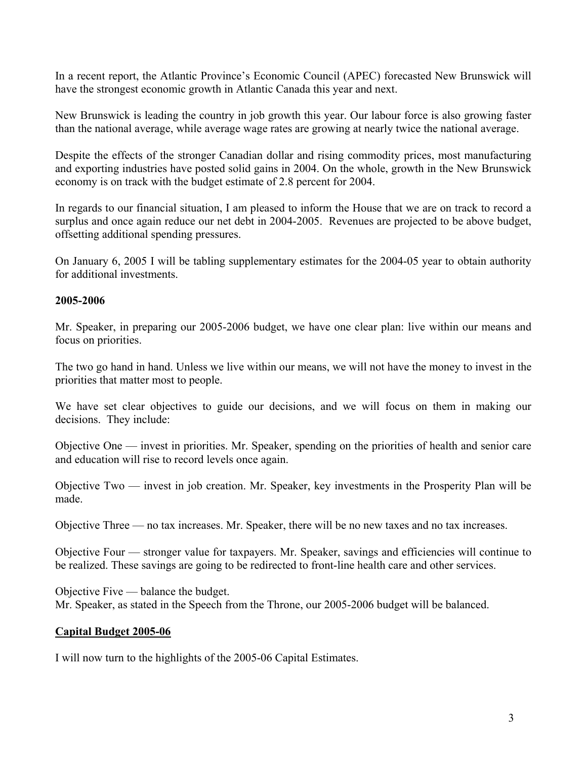In a recent report, the Atlantic Province's Economic Council (APEC) forecasted New Brunswick will have the strongest economic growth in Atlantic Canada this year and next.

New Brunswick is leading the country in job growth this year. Our labour force is also growing faster than the national average, while average wage rates are growing at nearly twice the national average.

Despite the effects of the stronger Canadian dollar and rising commodity prices, most manufacturing and exporting industries have posted solid gains in 2004. On the whole, growth in the New Brunswick economy is on track with the budget estimate of 2.8 percent for 2004.

In regards to our financial situation, I am pleased to inform the House that we are on track to record a surplus and once again reduce our net debt in 2004-2005. Revenues are projected to be above budget, offsetting additional spending pressures.

On January 6, 2005 I will be tabling supplementary estimates for the 2004-05 year to obtain authority for additional investments.

**2005-2006**

Mr. Speaker, in preparing our 2005-2006 budget, we have one clear plan: live within our means and focus on priorities.

The two go hand in hand. Unless we live within our means, we will not have the money to invest in the priorities that matter most to people.

We have set clear objectives to guide our decisions, and we will focus on them in making our decisions. They include:

Objective One — invest in priorities. Mr. Speaker, spending on the priorities of health and senior care and education will rise to record levels once again.

Objective Two — invest in job creation. Mr. Speaker, key investments in the Prosperity Plan will be made.

Objective Three — no tax increases. Mr. Speaker, there will be no new taxes and no tax increases.

Objective Four — stronger value for taxpayers. Mr. Speaker, savings and efficiencies will continue to be realized. These savings are going to be redirected to front-line health care and other services.

Objective Five — balance the budget.
Mr. Speaker, as stated in the Speech from the Throne, our 2005-2006 budget will be balanced.

**Capital Budget 2005-06**

I will now turn to the highlights of the 2005-06 Capital Estimates.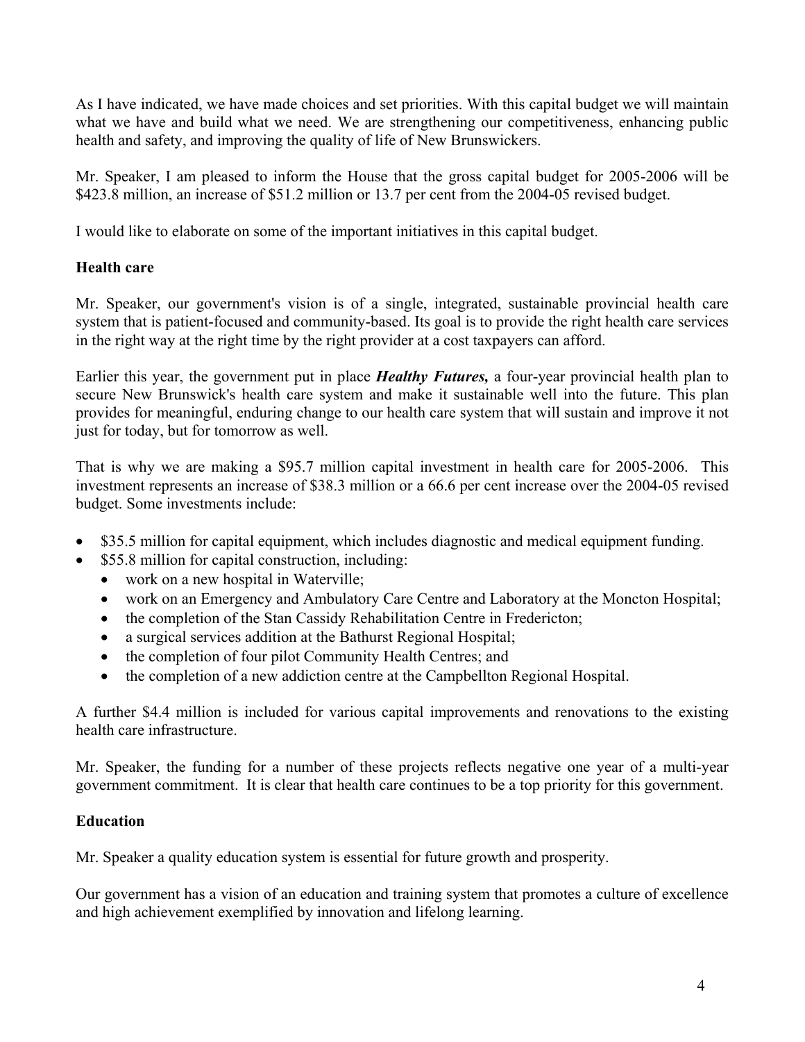As I have indicated, we have made choices and set priorities. With this capital budget we will maintain what we have and build what we need. We are strengthening our competitiveness, enhancing public health and safety, and improving the quality of life of New Brunswickers.

Mr. Speaker, I am pleased to inform the House that the gross capital budget for 2005-2006 will be $423.8 million, an increase of $51.2 million or 13.7 per cent from the 2004-05 revised budget.

I would like to elaborate on some of the important initiatives in this capital budget.

## Health care

Mr. Speaker, our government's vision is of a single, integrated, sustainable provincial health care system that is patient-focused and community-based. Its goal is to provide the right health care services in the right way at the right time by the right provider at a cost taxpayers can afford.

Earlier this year, the government put in place ***Healthy Futures,*** a four-year provincial health plan to secure New Brunswick's health care system and make it sustainable well into the future. This plan provides for meaningful, enduring change to our health care system that will sustain and improve it not just for today, but for tomorrow as well.

That is why we are making a $95.7 million capital investment in health care for 2005-2006. This investment represents an increase of $38.3 million or a 66.6 per cent increase over the 2004-05 revised budget. Some investments include:

- $35.5 million for capital equipment, which includes diagnostic and medical equipment funding.
- $55.8 million for capital construction, including:
  - work on a new hospital in Waterville;
  - work on an Emergency and Ambulatory Care Centre and Laboratory at the Moncton Hospital;
  - the completion of the Stan Cassidy Rehabilitation Centre in Fredericton;
  - a surgical services addition at the Bathurst Regional Hospital;
  - the completion of four pilot Community Health Centres; and
  - the completion of a new addiction centre at the Campbellton Regional Hospital.

A further $4.4 million is included for various capital improvements and renovations to the existing health care infrastructure.

Mr. Speaker, the funding for a number of these projects reflects negative one year of a multi-year government commitment. It is clear that health care continues to be a top priority for this government.

## Education

Mr. Speaker a quality education system is essential for future growth and prosperity.

Our government has a vision of an education and training system that promotes a culture of excellence and high achievement exemplified by innovation and lifelong learning.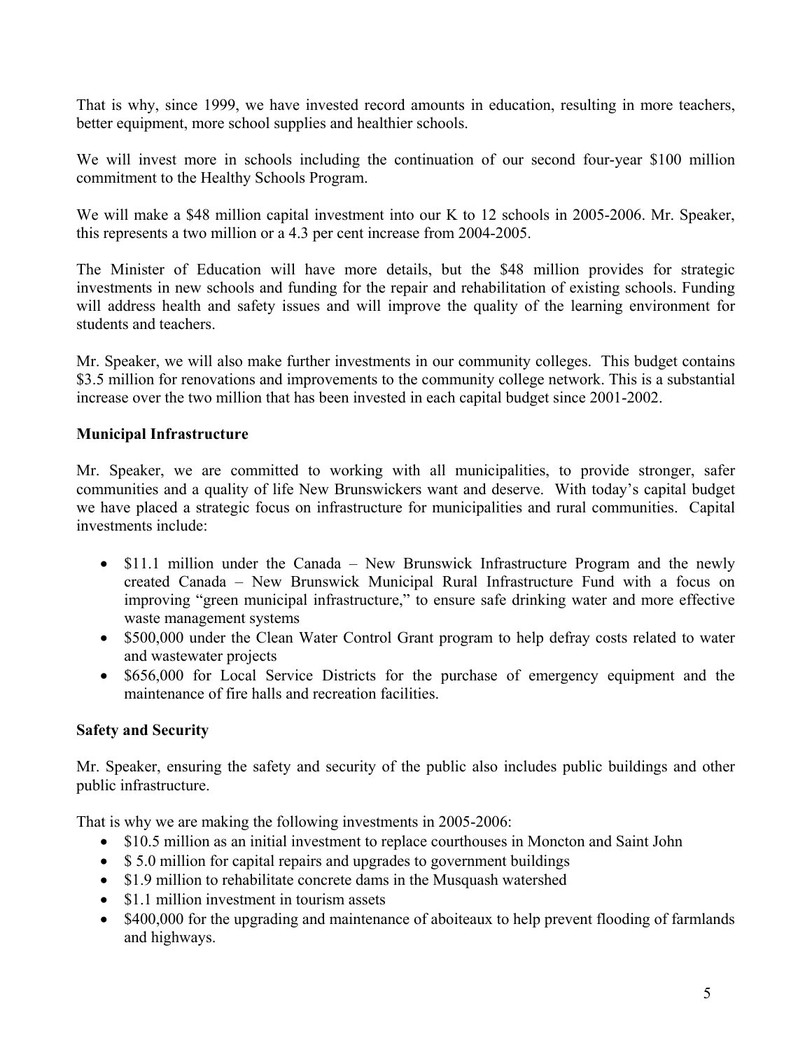That is why, since 1999, we have invested record amounts in education, resulting in more teachers, better equipment, more school supplies and healthier schools.

We will invest more in schools including the continuation of our second four-year $100 million commitment to the Healthy Schools Program.

We will make a $48 million capital investment into our K to 12 schools in 2005-2006. Mr. Speaker, this represents a two million or a 4.3 per cent increase from 2004-2005.

The Minister of Education will have more details, but the $48 million provides for strategic investments in new schools and funding for the repair and rehabilitation of existing schools. Funding will address health and safety issues and will improve the quality of the learning environment for students and teachers.

Mr. Speaker, we will also make further investments in our community colleges. This budget contains $3.5 million for renovations and improvements to the community college network. This is a substantial increase over the two million that has been invested in each capital budget since 2001-2002.

**Municipal Infrastructure**

Mr. Speaker, we are committed to working with all municipalities, to provide stronger, safer communities and a quality of life New Brunswickers want and deserve. With today's capital budget we have placed a strategic focus on infrastructure for municipalities and rural communities. Capital investments include:

- $11.1 million under the Canada – New Brunswick Infrastructure Program and the newly created Canada – New Brunswick Municipal Rural Infrastructure Fund with a focus on improving "green municipal infrastructure," to ensure safe drinking water and more effective waste management systems
- $500,000 under the Clean Water Control Grant program to help defray costs related to water and wastewater projects
- $656,000 for Local Service Districts for the purchase of emergency equipment and the maintenance of fire halls and recreation facilities.

**Safety and Security**

Mr. Speaker, ensuring the safety and security of the public also includes public buildings and other public infrastructure.

That is why we are making the following investments in 2005-2006:

- $10.5 million as an initial investment to replace courthouses in Moncton and Saint John
- $ 5.0 million for capital repairs and upgrades to government buildings
- $1.9 million to rehabilitate concrete dams in the Musquash watershed
- $1.1 million investment in tourism assets
- $400,000 for the upgrading and maintenance of aboiteaux to help prevent flooding of farmlands and highways.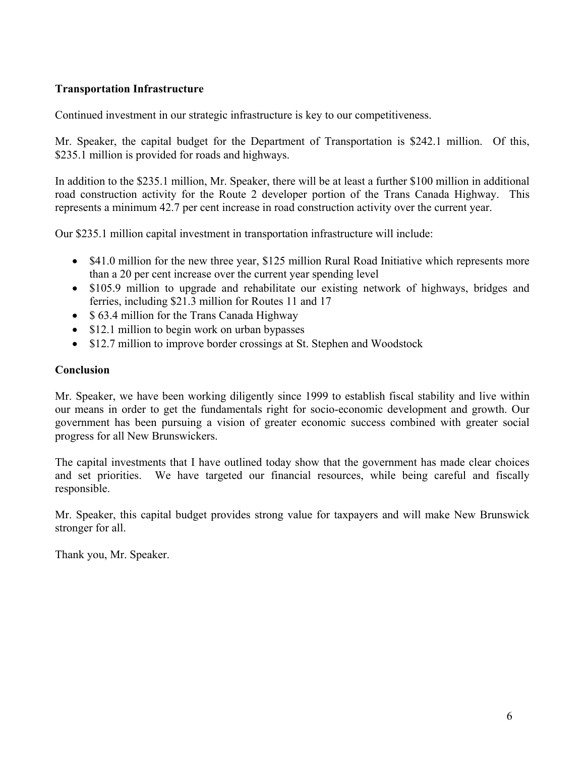**Transportation Infrastructure**

Continued investment in our strategic infrastructure is key to our competitiveness.

Mr. Speaker, the capital budget for the Department of Transportation is $242.1 million. Of this, $235.1 million is provided for roads and highways.

In addition to the $235.1 million, Mr. Speaker, there will be at least a further $100 million in additional road construction activity for the Route 2 developer portion of the Trans Canada Highway. This represents a minimum 42.7 per cent increase in road construction activity over the current year.

Our $235.1 million capital investment in transportation infrastructure will include:

- $41.0 million for the new three year, $125 million Rural Road Initiative which represents more than a 20 per cent increase over the current year spending level
- $105.9 million to upgrade and rehabilitate our existing network of highways, bridges and ferries, including $21.3 million for Routes 11 and 17
- $ 63.4 million for the Trans Canada Highway
- $12.1 million to begin work on urban bypasses
- $12.7 million to improve border crossings at St. Stephen and Woodstock

**Conclusion**

Mr. Speaker, we have been working diligently since 1999 to establish fiscal stability and live within our means in order to get the fundamentals right for socio-economic development and growth. Our government has been pursuing a vision of greater economic success combined with greater social progress for all New Brunswickers.

The capital investments that I have outlined today show that the government has made clear choices and set priorities. We have targeted our financial resources, while being careful and fiscally responsible.

Mr. Speaker, this capital budget provides strong value for taxpayers and will make New Brunswick stronger for all.

Thank you, Mr. Speaker.